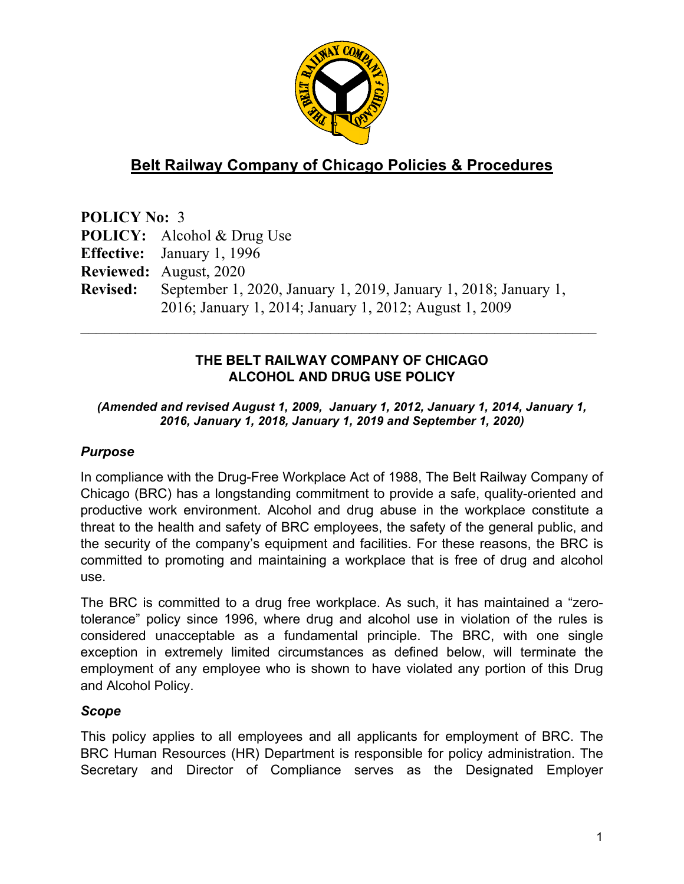# Belt Railway Company of Chicago Policies & Procedures

**POLICY No:** 3
**POLICY:** Alcohol & Drug Use
**Effective:** January 1, 1996
**Reviewed:** August, 2020
**Revised:** September 1, 2020, January 1, 2019, January 1, 2018; January 1, 2016; January 1, 2014; January 1, 2012; August 1, 2009

---

## THE BELT RAILWAY COMPANY OF CHICAGO ALCOHOL AND DRUG USE POLICY

***(Amended and revised August 1, 2009, January 1, 2012, January 1, 2014, January 1, 2016, January 1, 2018, January 1, 2019 and September 1, 2020)***

### *Purpose*

In compliance with the Drug-Free Workplace Act of 1988, The Belt Railway Company of Chicago (BRC) has a longstanding commitment to provide a safe, quality-oriented and productive work environment. Alcohol and drug abuse in the workplace constitute a threat to the health and safety of BRC employees, the safety of the general public, and the security of the company's equipment and facilities. For these reasons, the BRC is committed to promoting and maintaining a workplace that is free of drug and alcohol use.

The BRC is committed to a drug free workplace. As such, it has maintained a "zero-tolerance" policy since 1996, where drug and alcohol use in violation of the rules is considered unacceptable as a fundamental principle. The BRC, with one single exception in extremely limited circumstances as defined below, will terminate the employment of any employee who is shown to have violated any portion of this Drug and Alcohol Policy.

### *Scope*

This policy applies to all employees and all applicants for employment of BRC. The BRC Human Resources (HR) Department is responsible for policy administration. The Secretary and Director of Compliance serves as the Designated Employer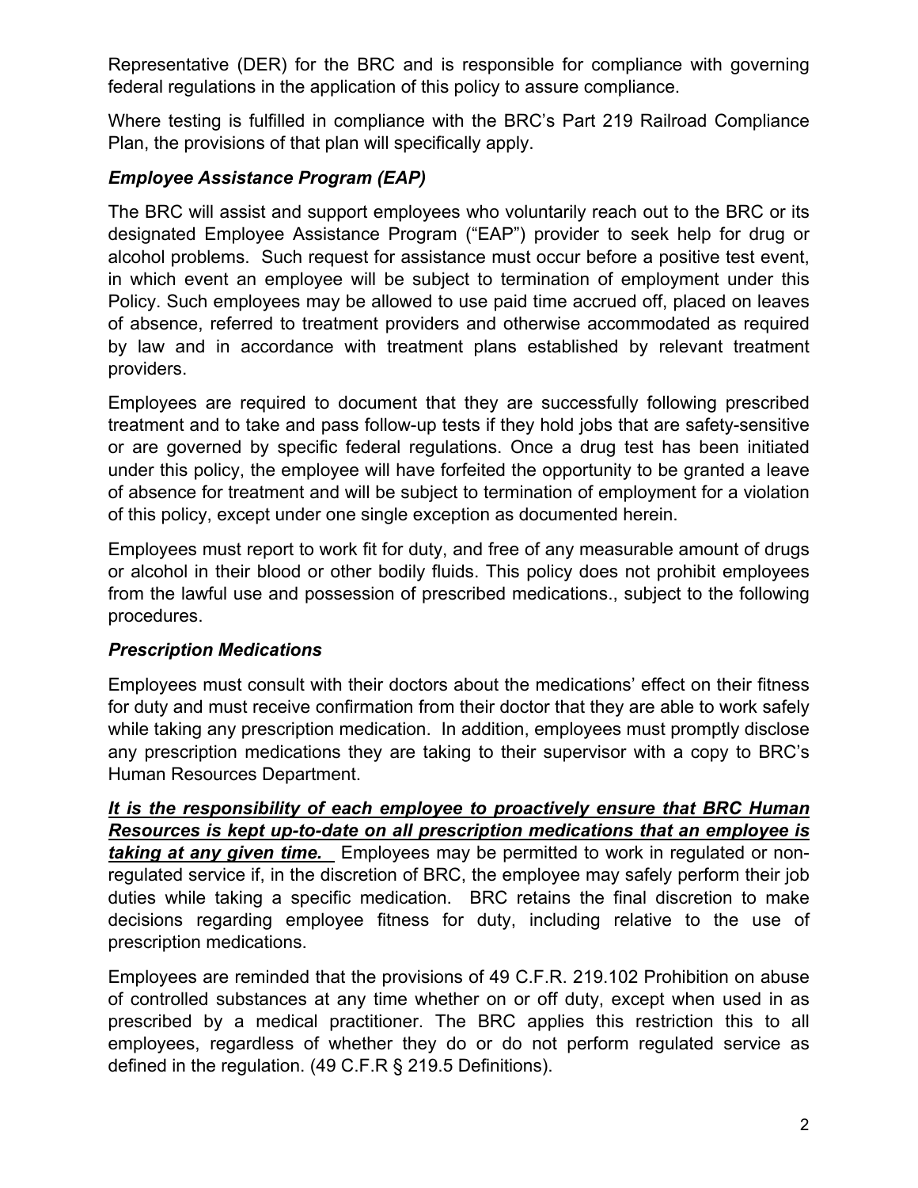Representative (DER) for the BRC and is responsible for compliance with governing federal regulations in the application of this policy to assure compliance.

Where testing is fulfilled in compliance with the BRC's Part 219 Railroad Compliance Plan, the provisions of that plan will specifically apply.

### *Employee Assistance Program (EAP)*

The BRC will assist and support employees who voluntarily reach out to the BRC or its designated Employee Assistance Program ("EAP") provider to seek help for drug or alcohol problems. Such request for assistance must occur before a positive test event, in which event an employee will be subject to termination of employment under this Policy. Such employees may be allowed to use paid time accrued off, placed on leaves of absence, referred to treatment providers and otherwise accommodated as required by law and in accordance with treatment plans established by relevant treatment providers.

Employees are required to document that they are successfully following prescribed treatment and to take and pass follow-up tests if they hold jobs that are safety-sensitive or are governed by specific federal regulations. Once a drug test has been initiated under this policy, the employee will have forfeited the opportunity to be granted a leave of absence for treatment and will be subject to termination of employment for a violation of this policy, except under one single exception as documented herein.

Employees must report to work fit for duty, and free of any measurable amount of drugs or alcohol in their blood or other bodily fluids. This policy does not prohibit employees from the lawful use and possession of prescribed medications., subject to the following procedures.

### *Prescription Medications*

Employees must consult with their doctors about the medications' effect on their fitness for duty and must receive confirmation from their doctor that they are able to work safely while taking any prescription medication. In addition, employees must promptly disclose any prescription medications they are taking to their supervisor with a copy to BRC's Human Resources Department.

***<u>It is the responsibility of each employee to proactively ensure that BRC Human Resources is kept up-to-date on all prescription medications that an employee is taking at any given time.</u>*** Employees may be permitted to work in regulated or non-regulated service if, in the discretion of BRC, the employee may safely perform their job duties while taking a specific medication. BRC retains the final discretion to make decisions regarding employee fitness for duty, including relative to the use of prescription medications.

Employees are reminded that the provisions of 49 C.F.R. 219.102 Prohibition on abuse of controlled substances at any time whether on or off duty, except when used in as prescribed by a medical practitioner. The BRC applies this restriction this to all employees, regardless of whether they do or do not perform regulated service as defined in the regulation. (49 C.F.R § 219.5 Definitions).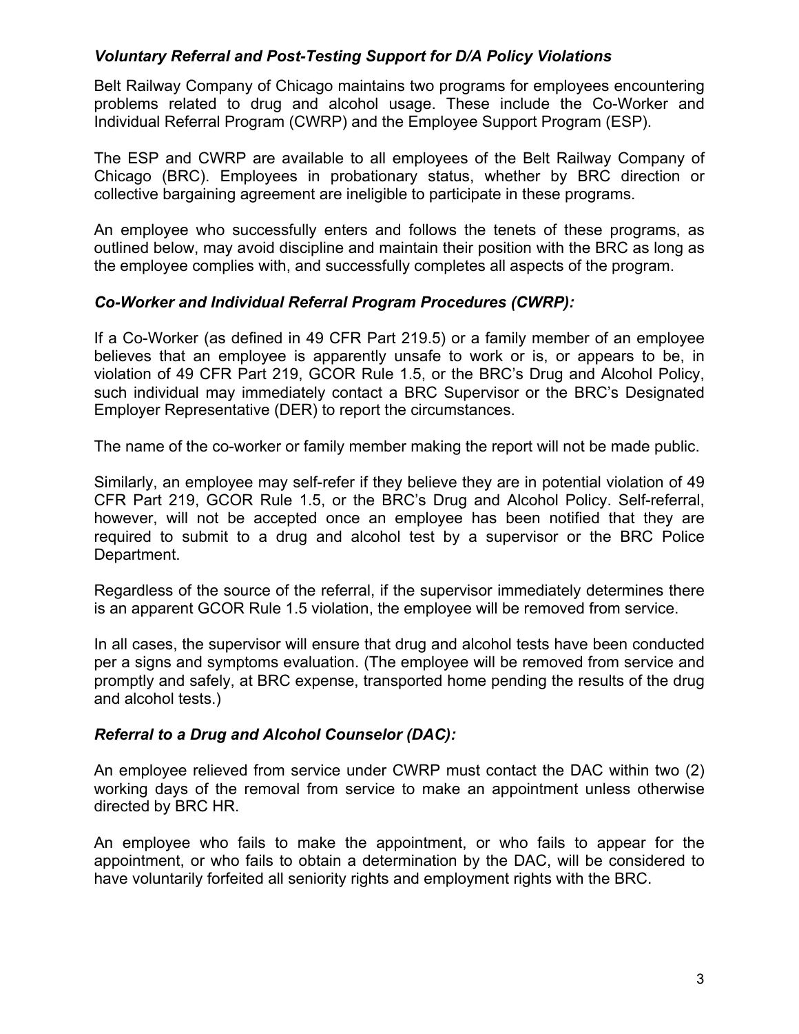### *Voluntary Referral and Post-Testing Support for D/A Policy Violations*

Belt Railway Company of Chicago maintains two programs for employees encountering problems related to drug and alcohol usage. These include the Co-Worker and Individual Referral Program (CWRP) and the Employee Support Program (ESP).

The ESP and CWRP are available to all employees of the Belt Railway Company of Chicago (BRC). Employees in probationary status, whether by BRC direction or collective bargaining agreement are ineligible to participate in these programs.

An employee who successfully enters and follows the tenets of these programs, as outlined below, may avoid discipline and maintain their position with the BRC as long as the employee complies with, and successfully completes all aspects of the program.

### *Co-Worker and Individual Referral Program Procedures (CWRP):*

If a Co-Worker (as defined in 49 CFR Part 219.5) or a family member of an employee believes that an employee is apparently unsafe to work or is, or appears to be, in violation of 49 CFR Part 219, GCOR Rule 1.5, or the BRC's Drug and Alcohol Policy, such individual may immediately contact a BRC Supervisor or the BRC's Designated Employer Representative (DER) to report the circumstances.

The name of the co-worker or family member making the report will not be made public.

Similarly, an employee may self-refer if they believe they are in potential violation of 49 CFR Part 219, GCOR Rule 1.5, or the BRC's Drug and Alcohol Policy. Self-referral, however, will not be accepted once an employee has been notified that they are required to submit to a drug and alcohol test by a supervisor or the BRC Police Department.

Regardless of the source of the referral, if the supervisor immediately determines there is an apparent GCOR Rule 1.5 violation, the employee will be removed from service.

In all cases, the supervisor will ensure that drug and alcohol tests have been conducted per a signs and symptoms evaluation. (The employee will be removed from service and promptly and safely, at BRC expense, transported home pending the results of the drug and alcohol tests.)

### *Referral to a Drug and Alcohol Counselor (DAC):*

An employee relieved from service under CWRP must contact the DAC within two (2) working days of the removal from service to make an appointment unless otherwise directed by BRC HR.

An employee who fails to make the appointment, or who fails to appear for the appointment, or who fails to obtain a determination by the DAC, will be considered to have voluntarily forfeited all seniority rights and employment rights with the BRC.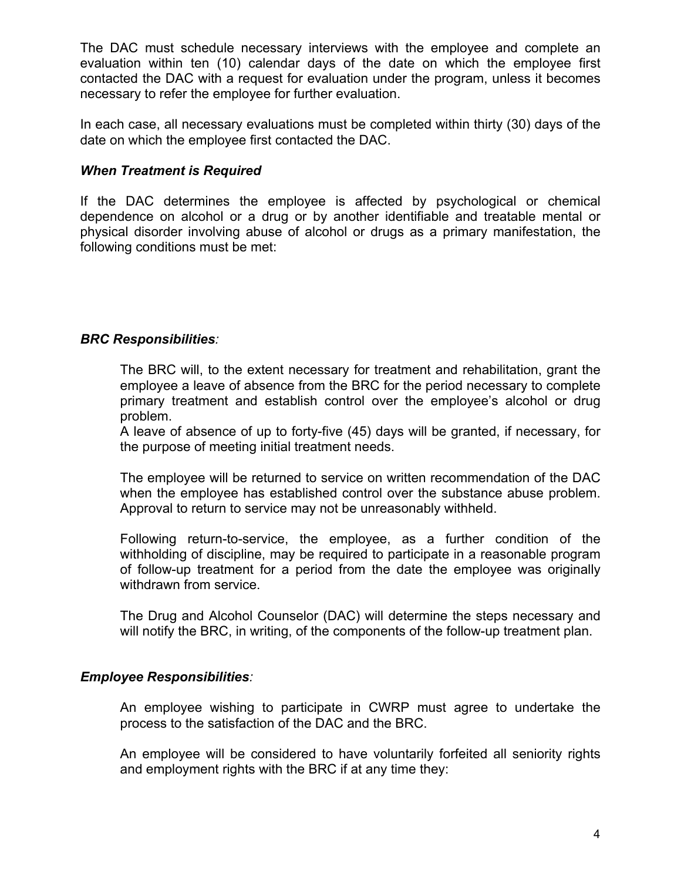The DAC must schedule necessary interviews with the employee and complete an evaluation within ten (10) calendar days of the date on which the employee first contacted the DAC with a request for evaluation under the program, unless it becomes necessary to refer the employee for further evaluation.

In each case, all necessary evaluations must be completed within thirty (30) days of the date on which the employee first contacted the DAC.

***When Treatment is Required***

If the DAC determines the employee is affected by psychological or chemical dependence on alcohol or a drug or by another identifiable and treatable mental or physical disorder involving abuse of alcohol or drugs as a primary manifestation, the following conditions must be met:

***BRC Responsibilities**:*

The BRC will, to the extent necessary for treatment and rehabilitation, grant the employee a leave of absence from the BRC for the period necessary to complete primary treatment and establish control over the employee's alcohol or drug problem.
A leave of absence of up to forty-five (45) days will be granted, if necessary, for the purpose of meeting initial treatment needs.

The employee will be returned to service on written recommendation of the DAC when the employee has established control over the substance abuse problem. Approval to return to service may not be unreasonably withheld.

Following return-to-service, the employee, as a further condition of the withholding of discipline, may be required to participate in a reasonable program of follow-up treatment for a period from the date the employee was originally withdrawn from service.

The Drug and Alcohol Counselor (DAC) will determine the steps necessary and will notify the BRC, in writing, of the components of the follow-up treatment plan.

***Employee Responsibilities**:*

An employee wishing to participate in CWRP must agree to undertake the process to the satisfaction of the DAC and the BRC.

An employee will be considered to have voluntarily forfeited all seniority rights and employment rights with the BRC if at any time they: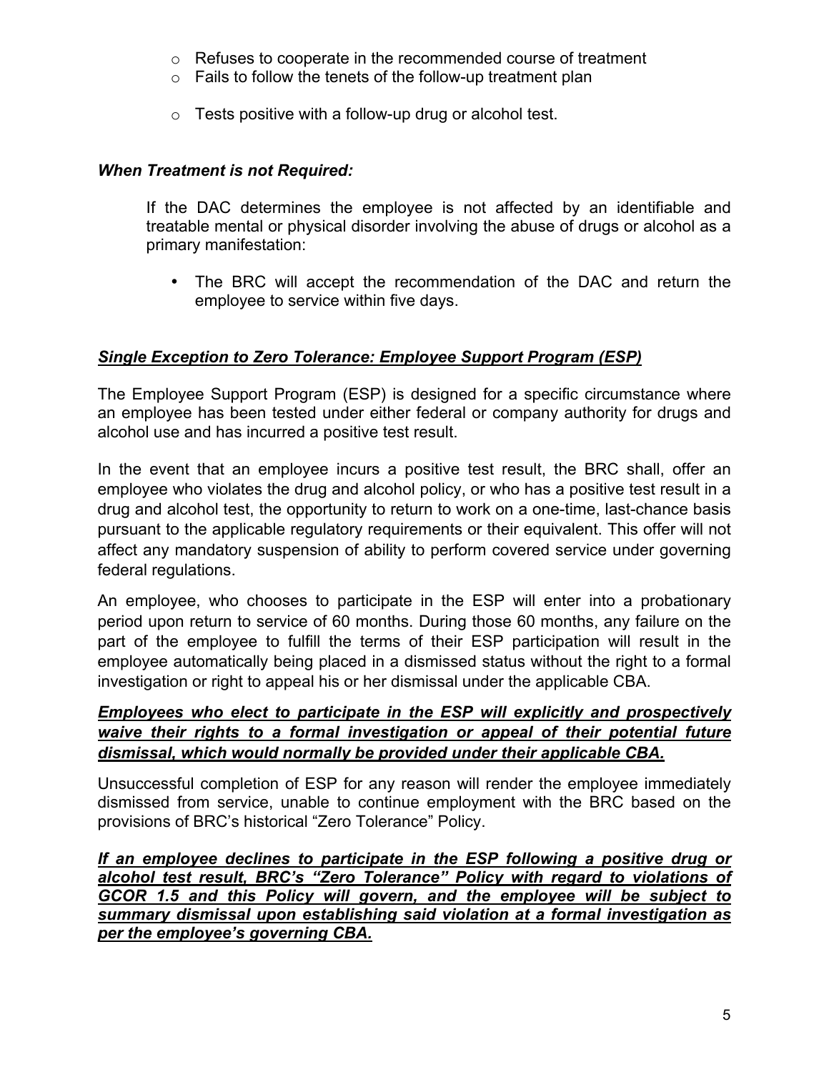- Refuses to cooperate in the recommended course of treatment
- Fails to follow the tenets of the follow-up treatment plan
- Tests positive with a follow-up drug or alcohol test.

***When Treatment is not Required:***

If the DAC determines the employee is not affected by an identifiable and treatable mental or physical disorder involving the abuse of drugs or alcohol as a primary manifestation:

- The BRC will accept the recommendation of the DAC and return the employee to service within five days.

***<u>Single Exception to Zero Tolerance: Employee Support Program (ESP)</u>***

The Employee Support Program (ESP) is designed for a specific circumstance where an employee has been tested under either federal or company authority for drugs and alcohol use and has incurred a positive test result.

In the event that an employee incurs a positive test result, the BRC shall, offer an employee who violates the drug and alcohol policy, or who has a positive test result in a drug and alcohol test, the opportunity to return to work on a one-time, last-chance basis pursuant to the applicable regulatory requirements or their equivalent. This offer will not affect any mandatory suspension of ability to perform covered service under governing federal regulations.

An employee, who chooses to participate in the ESP will enter into a probationary period upon return to service of 60 months. During those 60 months, any failure on the part of the employee to fulfill the terms of their ESP participation will result in the employee automatically being placed in a dismissed status without the right to a formal investigation or right to appeal his or her dismissal under the applicable CBA.

***<u>Employees who elect to participate in the ESP will explicitly and prospectively waive their rights to a formal investigation or appeal of their potential future dismissal, which would normally be provided under their applicable CBA.</u>***

Unsuccessful completion of ESP for any reason will render the employee immediately dismissed from service, unable to continue employment with the BRC based on the provisions of BRC's historical "Zero Tolerance" Policy.

***<u>If an employee declines to participate in the ESP following a positive drug or alcohol test result, BRC's "Zero Tolerance" Policy with regard to violations of GCOR 1.5 and this Policy will govern, and the employee will be subject to summary dismissal upon establishing said violation at a formal investigation as per the employee's governing CBA.</u>***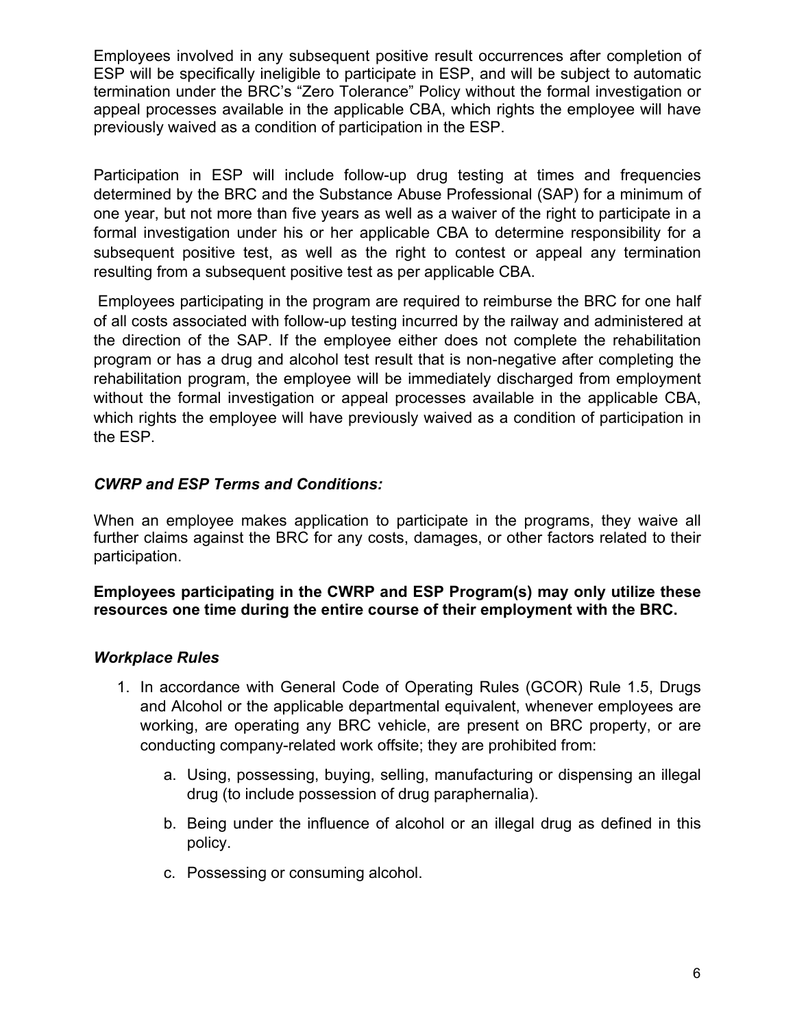Employees involved in any subsequent positive result occurrences after completion of ESP will be specifically ineligible to participate in ESP, and will be subject to automatic termination under the BRC's "Zero Tolerance" Policy without the formal investigation or appeal processes available in the applicable CBA, which rights the employee will have previously waived as a condition of participation in the ESP.

Participation in ESP will include follow-up drug testing at times and frequencies determined by the BRC and the Substance Abuse Professional (SAP) for a minimum of one year, but not more than five years as well as a waiver of the right to participate in a formal investigation under his or her applicable CBA to determine responsibility for a subsequent positive test, as well as the right to contest or appeal any termination resulting from a subsequent positive test as per applicable CBA.

Employees participating in the program are required to reimburse the BRC for one half of all costs associated with follow-up testing incurred by the railway and administered at the direction of the SAP. If the employee either does not complete the rehabilitation program or has a drug and alcohol test result that is non-negative after completing the rehabilitation program, the employee will be immediately discharged from employment without the formal investigation or appeal processes available in the applicable CBA, which rights the employee will have previously waived as a condition of participation in the ESP.

### *CWRP and ESP Terms and Conditions:*

When an employee makes application to participate in the programs, they waive all further claims against the BRC for any costs, damages, or other factors related to their participation.

**Employees participating in the CWRP and ESP Program(s) may only utilize these resources one time during the entire course of their employment with the BRC.**

### *Workplace Rules*

1. In accordance with General Code of Operating Rules (GCOR) Rule 1.5, Drugs and Alcohol or the applicable departmental equivalent, whenever employees are working, are operating any BRC vehicle, are present on BRC property, or are conducting company-related work offsite; they are prohibited from:
    a. Using, possessing, buying, selling, manufacturing or dispensing an illegal drug (to include possession of drug paraphernalia).
    b. Being under the influence of alcohol or an illegal drug as defined in this policy.
    c. Possessing or consuming alcohol.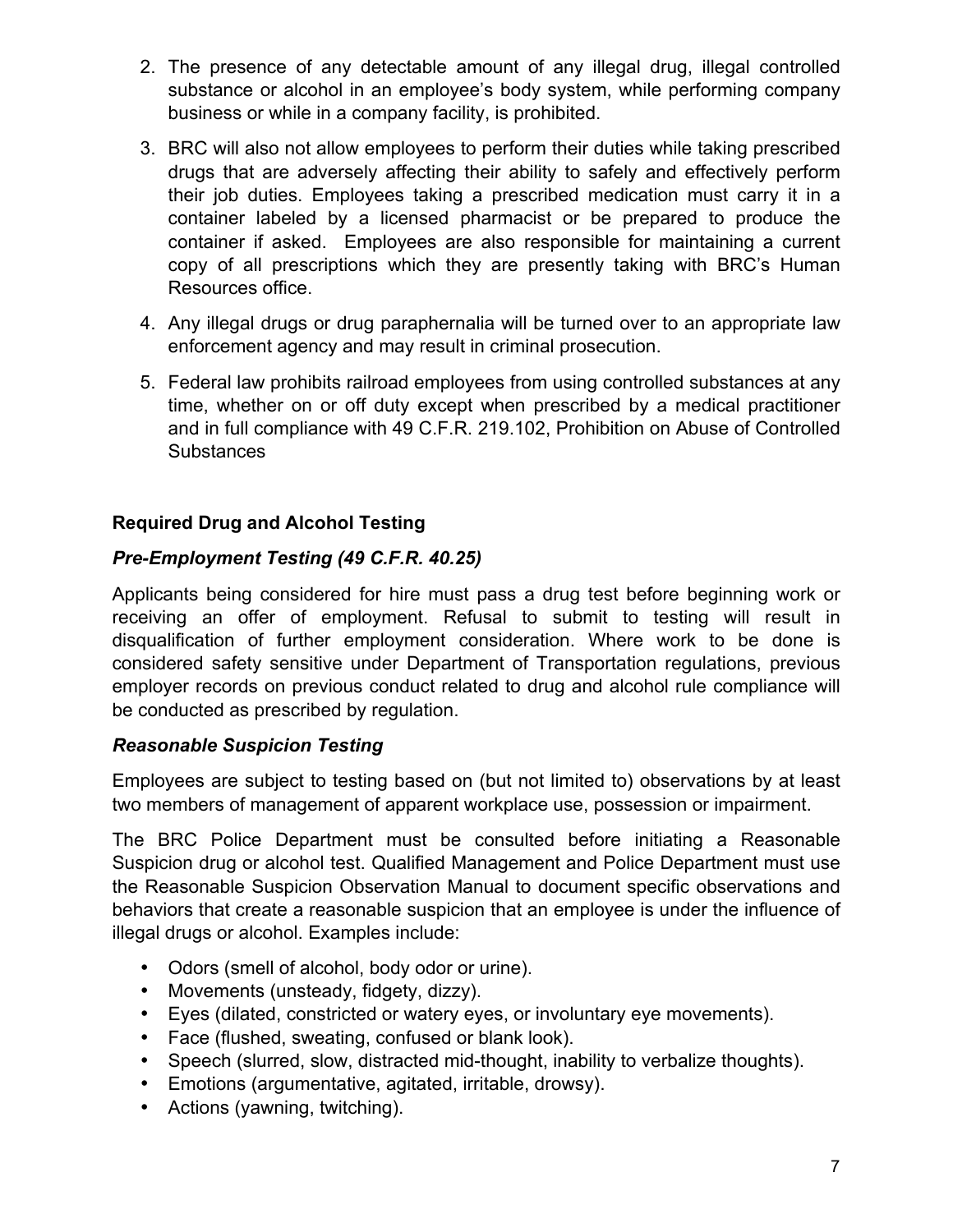2. The presence of any detectable amount of any illegal drug, illegal controlled substance or alcohol in an employee's body system, while performing company business or while in a company facility, is prohibited.

3. BRC will also not allow employees to perform their duties while taking prescribed drugs that are adversely affecting their ability to safely and effectively perform their job duties. Employees taking a prescribed medication must carry it in a container labeled by a licensed pharmacist or be prepared to produce the container if asked. Employees are also responsible for maintaining a current copy of all prescriptions which they are presently taking with BRC's Human Resources office.

4. Any illegal drugs or drug paraphernalia will be turned over to an appropriate law enforcement agency and may result in criminal prosecution.

5. Federal law prohibits railroad employees from using controlled substances at any time, whether on or off duty except when prescribed by a medical practitioner and in full compliance with 49 C.F.R. 219.102, Prohibition on Abuse of Controlled Substances

## Required Drug and Alcohol Testing

### *Pre-Employment Testing (49 C.F.R. 40.25)*

Applicants being considered for hire must pass a drug test before beginning work or receiving an offer of employment. Refusal to submit to testing will result in disqualification of further employment consideration. Where work to be done is considered safety sensitive under Department of Transportation regulations, previous employer records on previous conduct related to drug and alcohol rule compliance will be conducted as prescribed by regulation.

### *Reasonable Suspicion Testing*

Employees are subject to testing based on (but not limited to) observations by at least two members of management of apparent workplace use, possession or impairment.

The BRC Police Department must be consulted before initiating a Reasonable Suspicion drug or alcohol test. Qualified Management and Police Department must use the Reasonable Suspicion Observation Manual to document specific observations and behaviors that create a reasonable suspicion that an employee is under the influence of illegal drugs or alcohol. Examples include:

- Odors (smell of alcohol, body odor or urine).
- Movements (unsteady, fidgety, dizzy).
- Eyes (dilated, constricted or watery eyes, or involuntary eye movements).
- Face (flushed, sweating, confused or blank look).
- Speech (slurred, slow, distracted mid-thought, inability to verbalize thoughts).
- Emotions (argumentative, agitated, irritable, drowsy).
- Actions (yawning, twitching).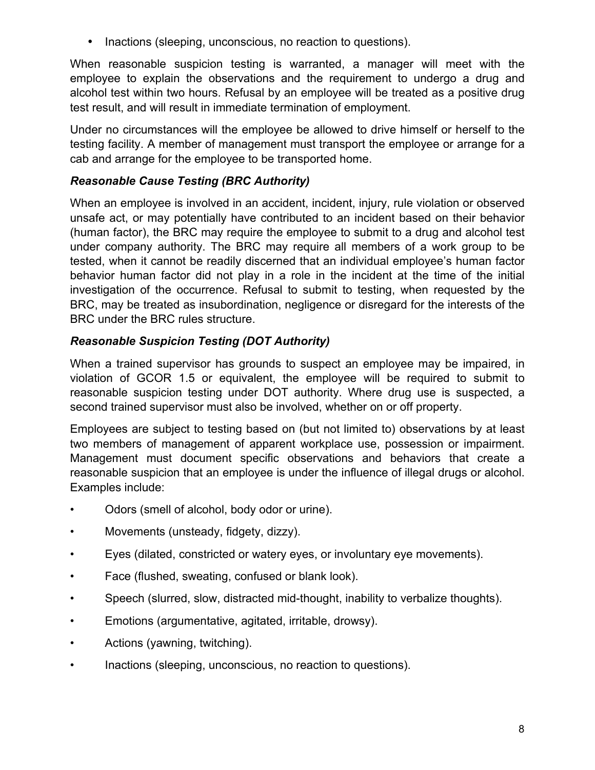- Inactions (sleeping, unconscious, no reaction to questions).

When reasonable suspicion testing is warranted, a manager will meet with the employee to explain the observations and the requirement to undergo a drug and alcohol test within two hours. Refusal by an employee will be treated as a positive drug test result, and will result in immediate termination of employment.

Under no circumstances will the employee be allowed to drive himself or herself to the testing facility. A member of management must transport the employee or arrange for a cab and arrange for the employee to be transported home.

### *Reasonable Cause Testing (BRC Authority)*

When an employee is involved in an accident, incident, injury, rule violation or observed unsafe act, or may potentially have contributed to an incident based on their behavior (human factor), the BRC may require the employee to submit to a drug and alcohol test under company authority. The BRC may require all members of a work group to be tested, when it cannot be readily discerned that an individual employee's human factor behavior human factor did not play in a role in the incident at the time of the initial investigation of the occurrence. Refusal to submit to testing, when requested by the BRC, may be treated as insubordination, negligence or disregard for the interests of the BRC under the BRC rules structure.

### *Reasonable Suspicion Testing (DOT Authority)*

When a trained supervisor has grounds to suspect an employee may be impaired, in violation of GCOR 1.5 or equivalent, the employee will be required to submit to reasonable suspicion testing under DOT authority. Where drug use is suspected, a second trained supervisor must also be involved, whether on or off property.

Employees are subject to testing based on (but not limited to) observations by at least two members of management of apparent workplace use, possession or impairment. Management must document specific observations and behaviors that create a reasonable suspicion that an employee is under the influence of illegal drugs or alcohol. Examples include:

- Odors (smell of alcohol, body odor or urine).
- Movements (unsteady, fidgety, dizzy).
- Eyes (dilated, constricted or watery eyes, or involuntary eye movements).
- Face (flushed, sweating, confused or blank look).
- Speech (slurred, slow, distracted mid-thought, inability to verbalize thoughts).
- Emotions (argumentative, agitated, irritable, drowsy).
- Actions (yawning, twitching).
- Inactions (sleeping, unconscious, no reaction to questions).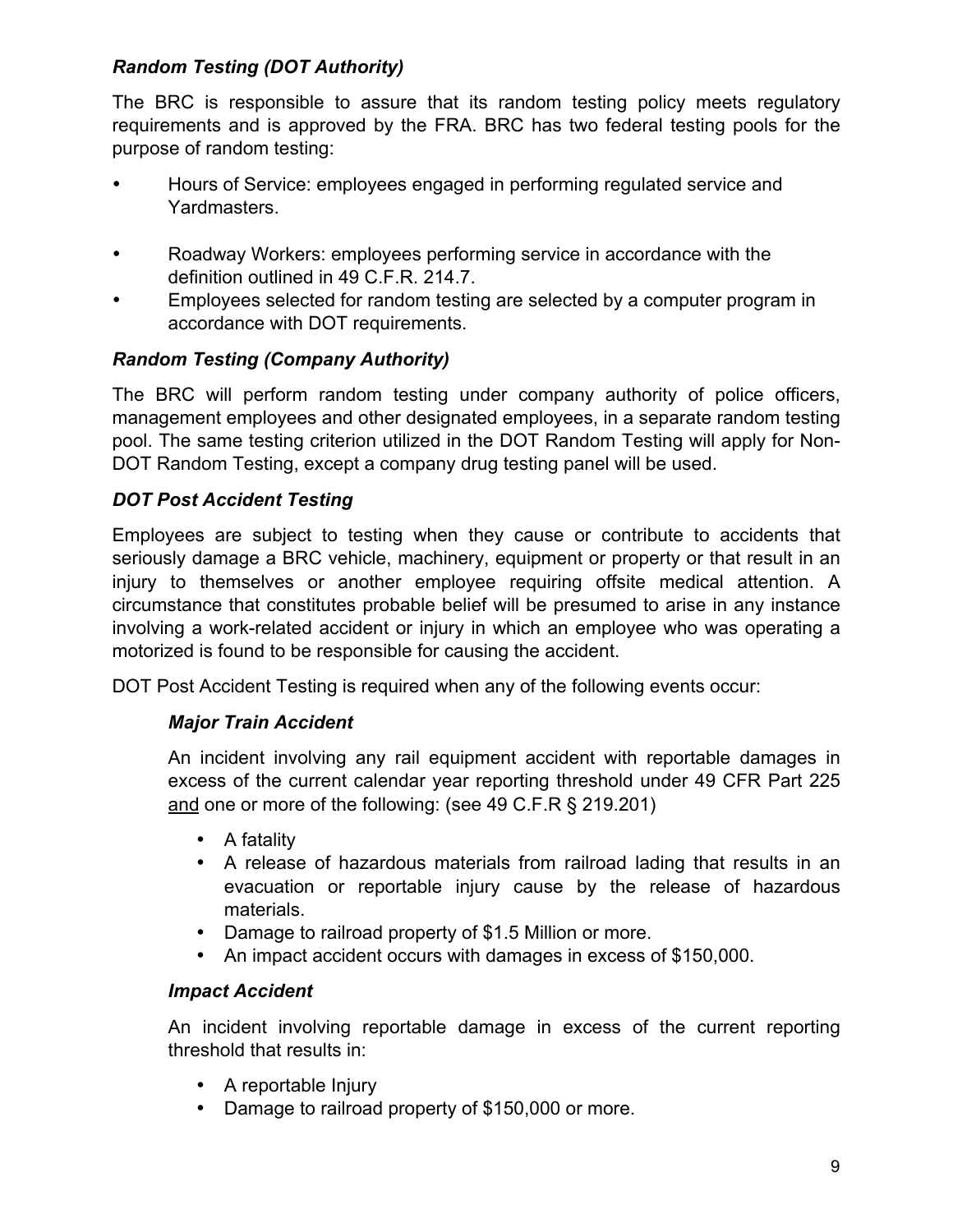### *Random Testing (DOT Authority)*

The BRC is responsible to assure that its random testing policy meets regulatory requirements and is approved by the FRA. BRC has two federal testing pools for the purpose of random testing:

- Hours of Service: employees engaged in performing regulated service and Yardmasters.
- Roadway Workers: employees performing service in accordance with the definition outlined in 49 C.F.R. 214.7.
- Employees selected for random testing are selected by a computer program in accordance with DOT requirements.

### *Random Testing (Company Authority)*

The BRC will perform random testing under company authority of police officers, management employees and other designated employees, in a separate random testing pool. The same testing criterion utilized in the DOT Random Testing will apply for Non-DOT Random Testing, except a company drug testing panel will be used.

### *DOT Post Accident Testing*

Employees are subject to testing when they cause or contribute to accidents that seriously damage a BRC vehicle, machinery, equipment or property or that result in an injury to themselves or another employee requiring offsite medical attention. A circumstance that constitutes probable belief will be presumed to arise in any instance involving a work-related accident or injury in which an employee who was operating a motorized is found to be responsible for causing the accident.

DOT Post Accident Testing is required when any of the following events occur:

#### *Major Train Accident*

An incident involving any rail equipment accident with reportable damages in excess of the current calendar year reporting threshold under 49 CFR Part 225 <u>and</u> one or more of the following: (see 49 C.F.R § 219.201)

- A fatality
- A release of hazardous materials from railroad lading that results in an evacuation or reportable injury cause by the release of hazardous materials.
- Damage to railroad property of $1.5 Million or more.
- An impact accident occurs with damages in excess of $150,000.

#### *Impact Accident*

An incident involving reportable damage in excess of the current reporting threshold that results in:

- A reportable Injury
- Damage to railroad property of $150,000 or more.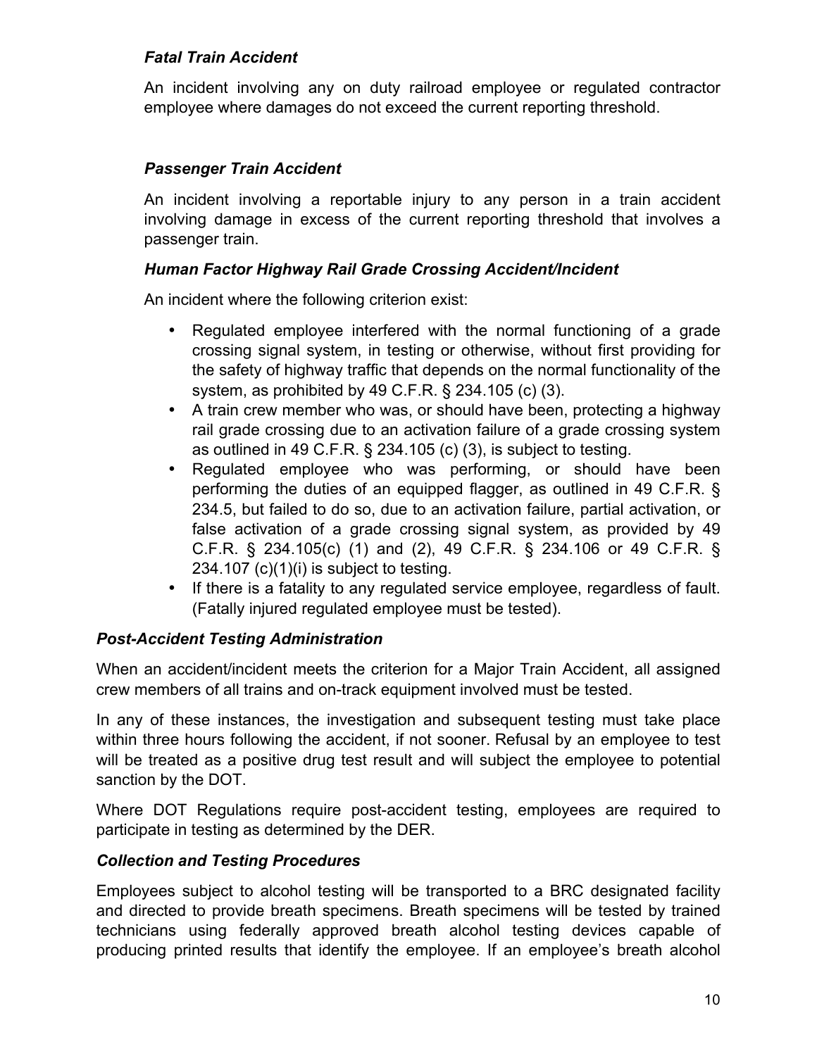#### *Fatal Train Accident*

An incident involving any on duty railroad employee or regulated contractor employee where damages do not exceed the current reporting threshold.

#### *Passenger Train Accident*

An incident involving a reportable injury to any person in a train accident involving damage in excess of the current reporting threshold that involves a passenger train.

#### *Human Factor Highway Rail Grade Crossing Accident/Incident*

An incident where the following criterion exist:

- Regulated employee interfered with the normal functioning of a grade crossing signal system, in testing or otherwise, without first providing for the safety of highway traffic that depends on the normal functionality of the system, as prohibited by 49 C.F.R. § 234.105 (c) (3).
- A train crew member who was, or should have been, protecting a highway rail grade crossing due to an activation failure of a grade crossing system as outlined in 49 C.F.R. § 234.105 (c) (3), is subject to testing.
- Regulated employee who was performing, or should have been performing the duties of an equipped flagger, as outlined in 49 C.F.R. § 234.5, but failed to do so, due to an activation failure, partial activation, or false activation of a grade crossing signal system, as provided by 49 C.F.R. § 234.105(c) (1) and (2), 49 C.F.R. § 234.106 or 49 C.F.R. § 234.107 (c)(1)(i) is subject to testing.
- If there is a fatality to any regulated service employee, regardless of fault. (Fatally injured regulated employee must be tested).

### *Post-Accident Testing Administration*

When an accident/incident meets the criterion for a Major Train Accident, all assigned crew members of all trains and on-track equipment involved must be tested.

In any of these instances, the investigation and subsequent testing must take place within three hours following the accident, if not sooner. Refusal by an employee to test will be treated as a positive drug test result and will subject the employee to potential sanction by the DOT.

Where DOT Regulations require post-accident testing, employees are required to participate in testing as determined by the DER.

### *Collection and Testing Procedures*

Employees subject to alcohol testing will be transported to a BRC designated facility and directed to provide breath specimens. Breath specimens will be tested by trained technicians using federally approved breath alcohol testing devices capable of producing printed results that identify the employee. If an employee's breath alcohol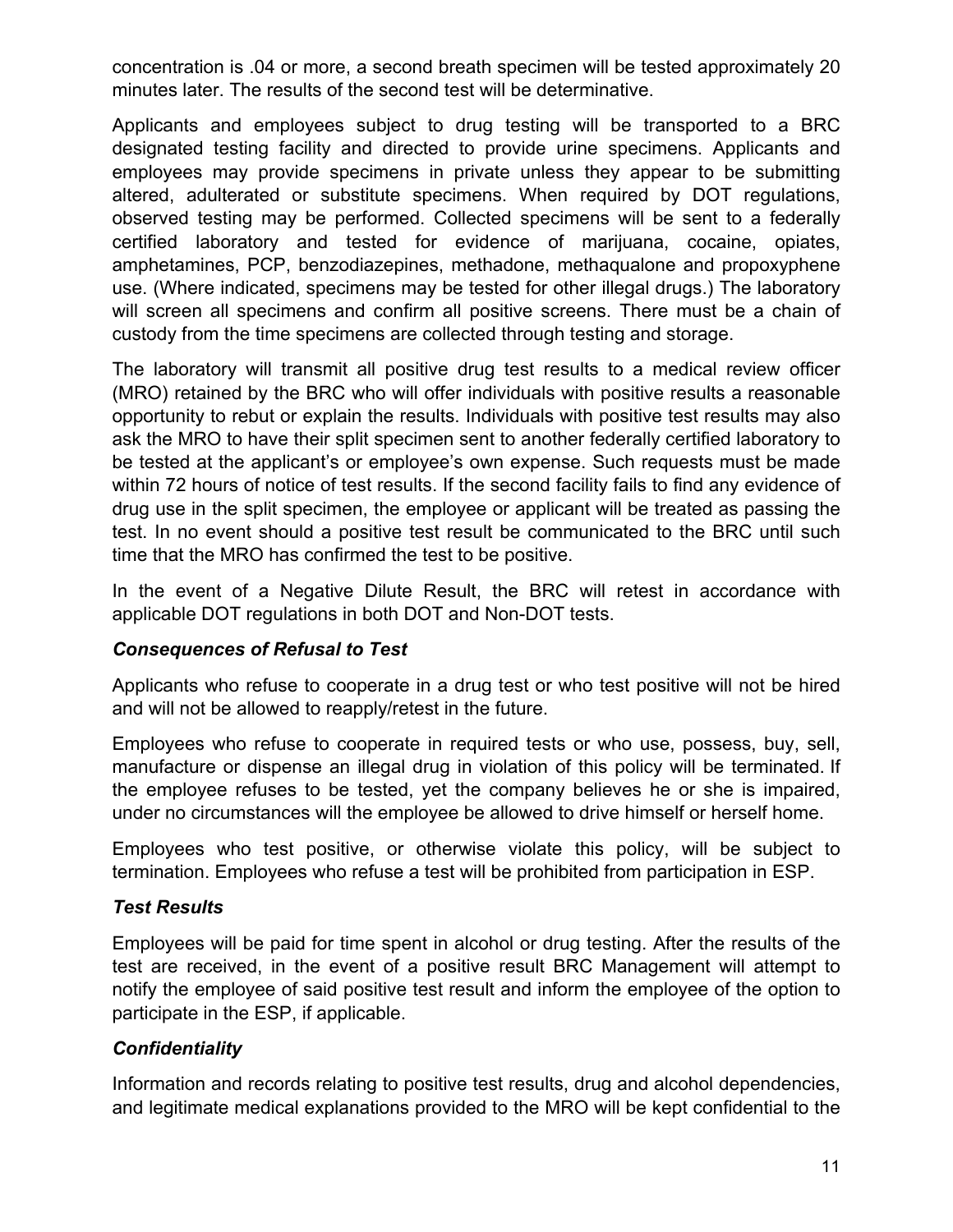concentration is .04 or more, a second breath specimen will be tested approximately 20 minutes later. The results of the second test will be determinative.

Applicants and employees subject to drug testing will be transported to a BRC designated testing facility and directed to provide urine specimens. Applicants and employees may provide specimens in private unless they appear to be submitting altered, adulterated or substitute specimens. When required by DOT regulations, observed testing may be performed. Collected specimens will be sent to a federally certified laboratory and tested for evidence of marijuana, cocaine, opiates, amphetamines, PCP, benzodiazepines, methadone, methaqualone and propoxyphene use. (Where indicated, specimens may be tested for other illegal drugs.) The laboratory will screen all specimens and confirm all positive screens. There must be a chain of custody from the time specimens are collected through testing and storage.

The laboratory will transmit all positive drug test results to a medical review officer (MRO) retained by the BRC who will offer individuals with positive results a reasonable opportunity to rebut or explain the results. Individuals with positive test results may also ask the MRO to have their split specimen sent to another federally certified laboratory to be tested at the applicant's or employee's own expense. Such requests must be made within 72 hours of notice of test results. If the second facility fails to find any evidence of drug use in the split specimen, the employee or applicant will be treated as passing the test. In no event should a positive test result be communicated to the BRC until such time that the MRO has confirmed the test to be positive.

In the event of a Negative Dilute Result, the BRC will retest in accordance with applicable DOT regulations in both DOT and Non-DOT tests.

### *Consequences of Refusal to Test*

Applicants who refuse to cooperate in a drug test or who test positive will not be hired and will not be allowed to reapply/retest in the future.

Employees who refuse to cooperate in required tests or who use, possess, buy, sell, manufacture or dispense an illegal drug in violation of this policy will be terminated. If the employee refuses to be tested, yet the company believes he or she is impaired, under no circumstances will the employee be allowed to drive himself or herself home.

Employees who test positive, or otherwise violate this policy, will be subject to termination. Employees who refuse a test will be prohibited from participation in ESP.

### *Test Results*

Employees will be paid for time spent in alcohol or drug testing. After the results of the test are received, in the event of a positive result BRC Management will attempt to notify the employee of said positive test result and inform the employee of the option to participate in the ESP, if applicable.

### *Confidentiality*

Information and records relating to positive test results, drug and alcohol dependencies, and legitimate medical explanations provided to the MRO will be kept confidential to the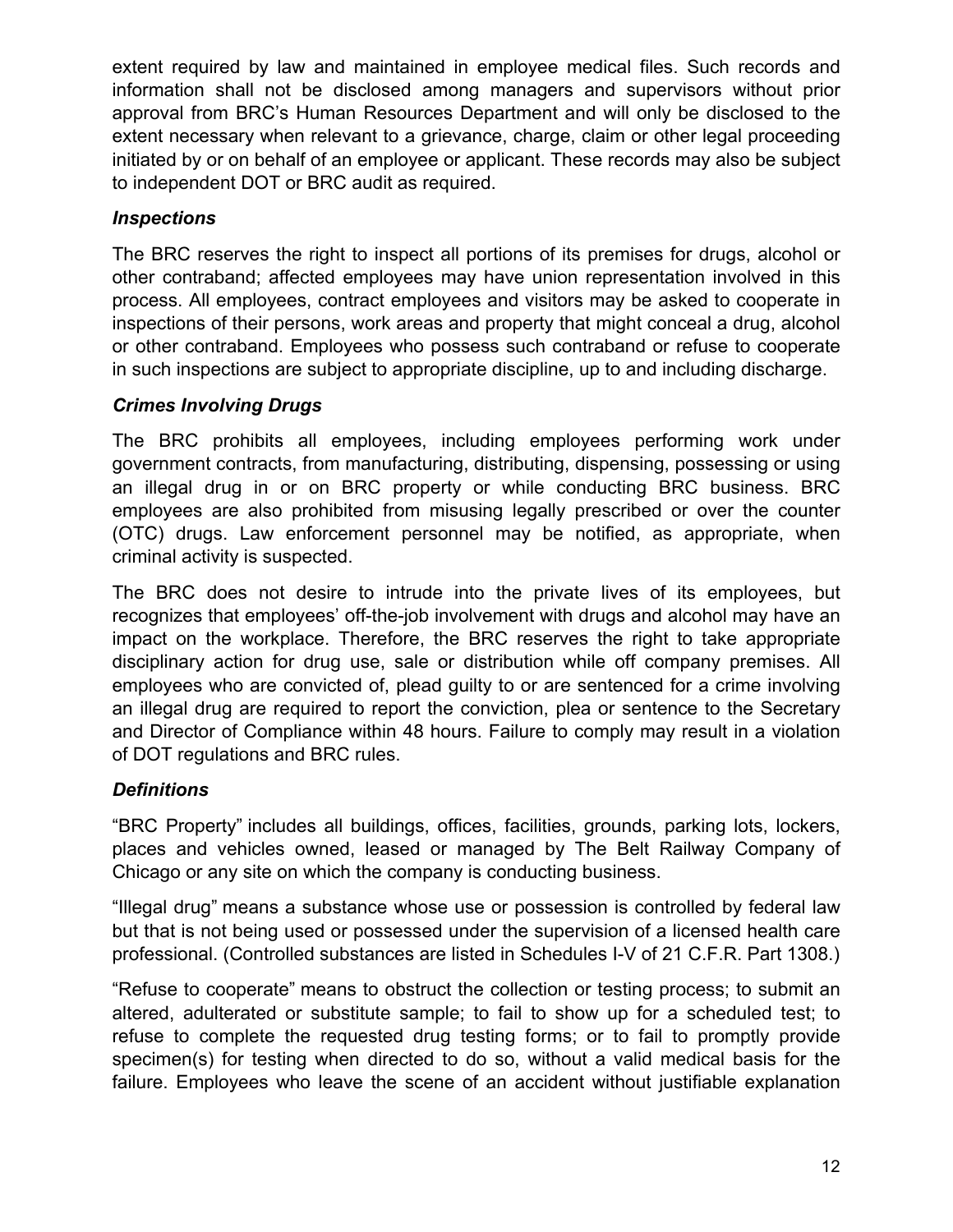extent required by law and maintained in employee medical files. Such records and information shall not be disclosed among managers and supervisors without prior approval from BRC's Human Resources Department and will only be disclosed to the extent necessary when relevant to a grievance, charge, claim or other legal proceeding initiated by or on behalf of an employee or applicant. These records may also be subject to independent DOT or BRC audit as required.

### *Inspections*

The BRC reserves the right to inspect all portions of its premises for drugs, alcohol or other contraband; affected employees may have union representation involved in this process. All employees, contract employees and visitors may be asked to cooperate in inspections of their persons, work areas and property that might conceal a drug, alcohol or other contraband. Employees who possess such contraband or refuse to cooperate in such inspections are subject to appropriate discipline, up to and including discharge.

### *Crimes Involving Drugs*

The BRC prohibits all employees, including employees performing work under government contracts, from manufacturing, distributing, dispensing, possessing or using an illegal drug in or on BRC property or while conducting BRC business. BRC employees are also prohibited from misusing legally prescribed or over the counter (OTC) drugs. Law enforcement personnel may be notified, as appropriate, when criminal activity is suspected.

The BRC does not desire to intrude into the private lives of its employees, but recognizes that employees' off-the-job involvement with drugs and alcohol may have an impact on the workplace. Therefore, the BRC reserves the right to take appropriate disciplinary action for drug use, sale or distribution while off company premises. All employees who are convicted of, plead guilty to or are sentenced for a crime involving an illegal drug are required to report the conviction, plea or sentence to the Secretary and Director of Compliance within 48 hours. Failure to comply may result in a violation of DOT regulations and BRC rules.

### *Definitions*

"BRC Property" includes all buildings, offices, facilities, grounds, parking lots, lockers, places and vehicles owned, leased or managed by The Belt Railway Company of Chicago or any site on which the company is conducting business.

"Illegal drug" means a substance whose use or possession is controlled by federal law but that is not being used or possessed under the supervision of a licensed health care professional. (Controlled substances are listed in Schedules I-V of 21 C.F.R. Part 1308.)

"Refuse to cooperate" means to obstruct the collection or testing process; to submit an altered, adulterated or substitute sample; to fail to show up for a scheduled test; to refuse to complete the requested drug testing forms; or to fail to promptly provide specimen(s) for testing when directed to do so, without a valid medical basis for the failure. Employees who leave the scene of an accident without justifiable explanation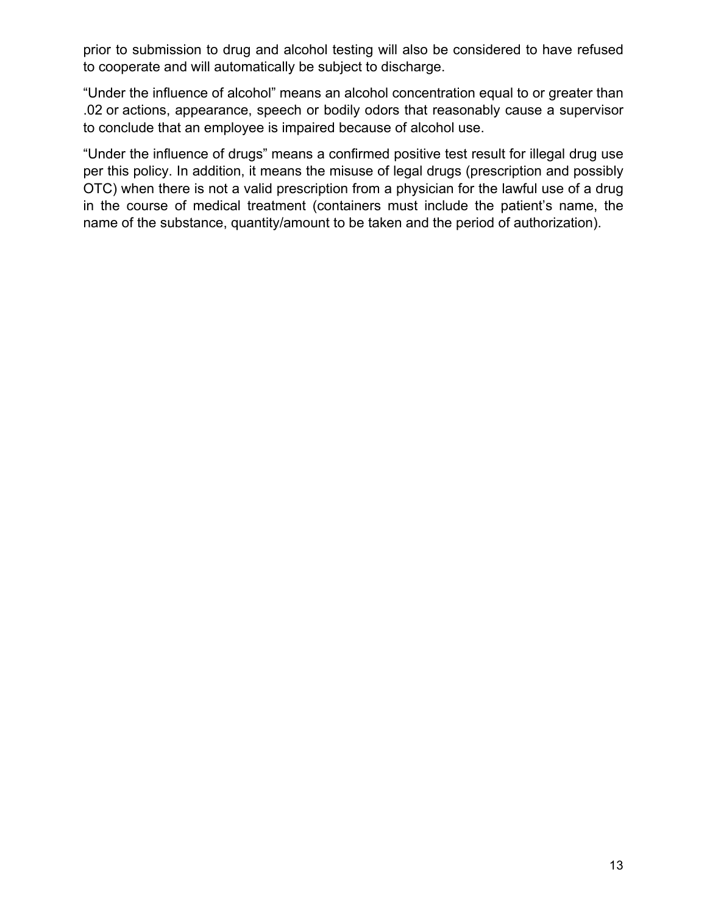prior to submission to drug and alcohol testing will also be considered to have refused to cooperate and will automatically be subject to discharge.

“Under the influence of alcohol” means an alcohol concentration equal to or greater than .02 or actions, appearance, speech or bodily odors that reasonably cause a supervisor to conclude that an employee is impaired because of alcohol use.

“Under the influence of drugs” means a confirmed positive test result for illegal drug use per this policy. In addition, it means the misuse of legal drugs (prescription and possibly OTC) when there is not a valid prescription from a physician for the lawful use of a drug in the course of medical treatment (containers must include the patient’s name, the name of the substance, quantity/amount to be taken and the period of authorization).